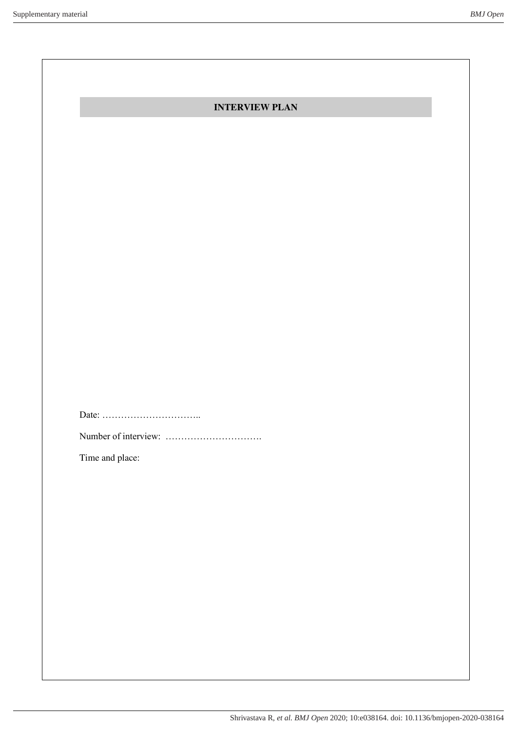# INTERVIEW PLAN

Date: …………………………..

Number of interview: ………………………….

Time and place: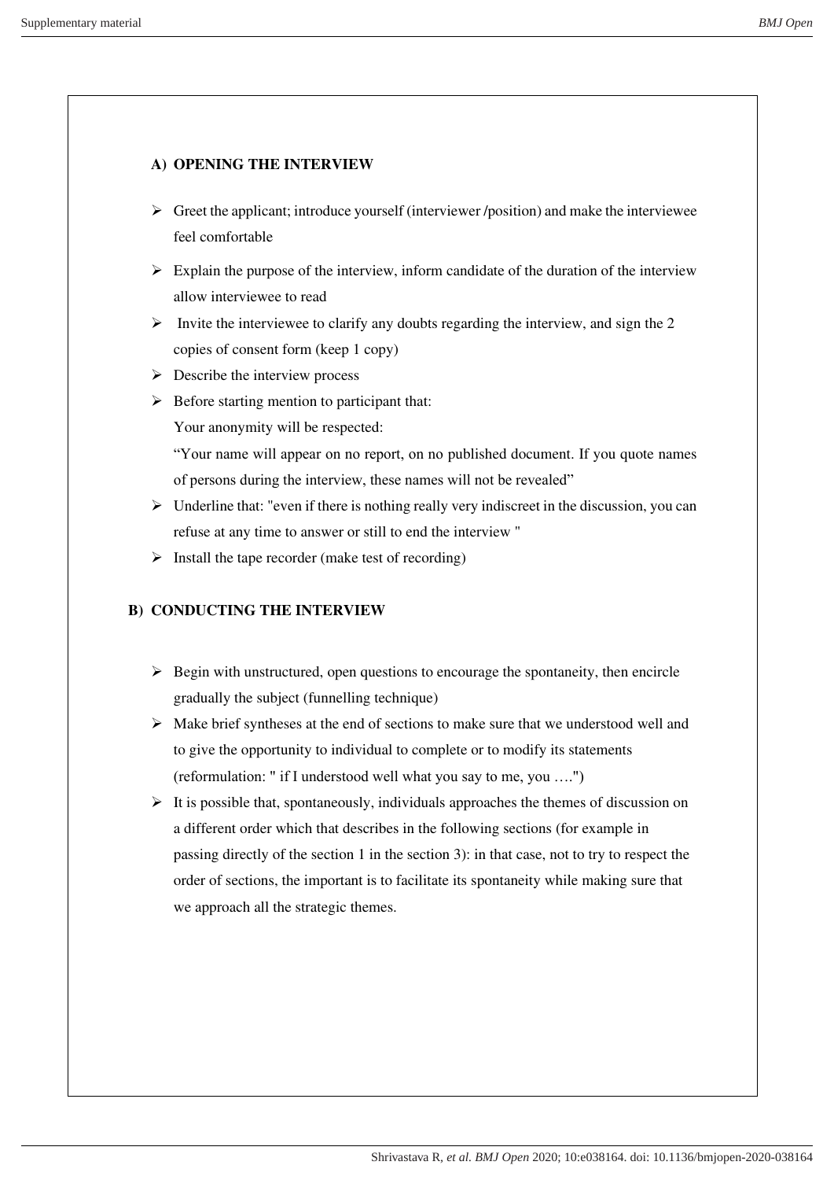**A) OPENING THE INTERVIEW**

- Greet the applicant; introduce yourself (interviewer /position) and make the interviewee feel comfortable
- Explain the purpose of the interview, inform candidate of the duration of the interview allow interviewee to read
- Invite the interviewee to clarify any doubts regarding the interview, and sign the 2 copies of consent form (keep 1 copy)
- Describe the interview process
- Before starting mention to participant that:
  Your anonymity will be respected:
  "Your name will appear on no report, on no published document. If you quote names of persons during the interview, these names will not be revealed"
- Underline that: "even if there is nothing really very indiscreet in the discussion, you can refuse at any time to answer or still to end the interview "
- Install the tape recorder (make test of recording)

**B) CONDUCTING THE INTERVIEW**

- Begin with unstructured, open questions to encourage the spontaneity, then encircle gradually the subject (funnelling technique)
- Make brief syntheses at the end of sections to make sure that we understood well and to give the opportunity to individual to complete or to modify its statements (reformulation: " if I understood well what you say to me, you ….")
- It is possible that, spontaneously, individuals approaches the themes of discussion on a different order which that describes in the following sections (for example in passing directly of the section 1 in the section 3): in that case, not to try to respect the order of sections, the important is to facilitate its spontaneity while making sure that we approach all the strategic themes.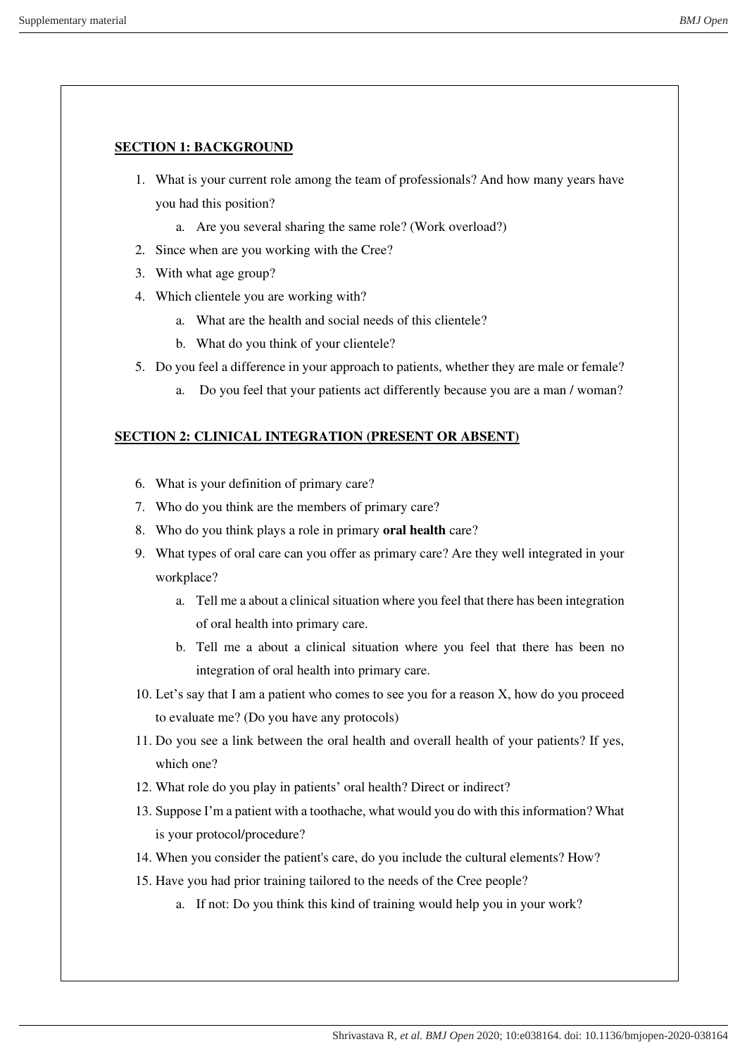## SECTION 1: BACKGROUND

1. What is your current role among the team of professionals? And how many years have you had this position?
   a. Are you several sharing the same role? (Work overload?)
2. Since when are you working with the Cree?
3. With what age group?
4. Which clientele you are working with?
   a. What are the health and social needs of this clientele?
   b. What do you think of your clientele?
5. Do you feel a difference in your approach to patients, whether they are male or female?
   a. Do you feel that your patients act differently because you are a man / woman?

## SECTION 2: CLINICAL INTEGRATION (PRESENT OR ABSENT)

6. What is your definition of primary care?
7. Who do you think are the members of primary care?
8. Who do you think plays a role in primary **oral health** care?
9. What types of oral care can you offer as primary care? Are they well integrated in your workplace?
   a. Tell me a about a clinical situation where you feel that there has been integration of oral health into primary care.
   b. Tell me a about a clinical situation where you feel that there has been no integration of oral health into primary care.
10. Let's say that I am a patient who comes to see you for a reason X, how do you proceed to evaluate me? (Do you have any protocols)
11. Do you see a link between the oral health and overall health of your patients? If yes, which one?
12. What role do you play in patients' oral health? Direct or indirect?
13. Suppose I'm a patient with a toothache, what would you do with this information? What is your protocol/procedure?
14. When you consider the patient's care, do you include the cultural elements? How?
15. Have you had prior training tailored to the needs of the Cree people?
    a. If not: Do you think this kind of training would help you in your work?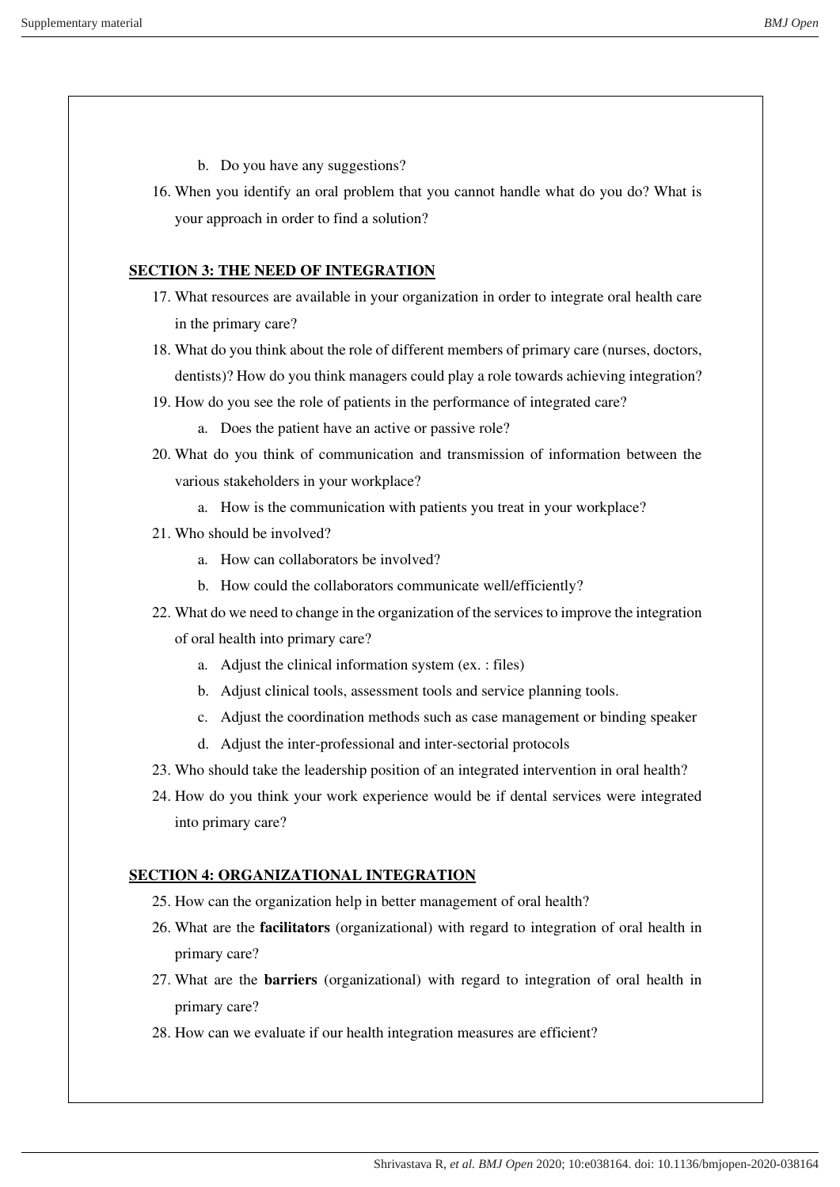b. Do you have any suggestions?

16. When you identify an oral problem that you cannot handle what do you do? What is your approach in order to find a solution?

**SECTION 3: THE NEED OF INTEGRATION**

17. What resources are available in your organization in order to integrate oral health care in the primary care?
18. What do you think about the role of different members of primary care (nurses, doctors, dentists)? How do you think managers could play a role towards achieving integration?
19. How do you see the role of patients in the performance of integrated care?
    a. Does the patient have an active or passive role?
20. What do you think of communication and transmission of information between the various stakeholders in your workplace?
    a. How is the communication with patients you treat in your workplace?
21. Who should be involved?
    a. How can collaborators be involved?
    b. How could the collaborators communicate well/efficiently?
22. What do we need to change in the organization of the services to improve the integration of oral health into primary care?
    a. Adjust the clinical information system (ex. : files)
    b. Adjust clinical tools, assessment tools and service planning tools.
    c. Adjust the coordination methods such as case management or binding speaker
    d. Adjust the inter-professional and inter-sectorial protocols
23. Who should take the leadership position of an integrated intervention in oral health?
24. How do you think your work experience would be if dental services were integrated into primary care?

**SECTION 4: ORGANIZATIONAL INTEGRATION**

25. How can the organization help in better management of oral health?
26. What are the **facilitators** (organizational) with regard to integration of oral health in primary care?
27. What are the **barriers** (organizational) with regard to integration of oral health in primary care?
28. How can we evaluate if our health integration measures are efficient?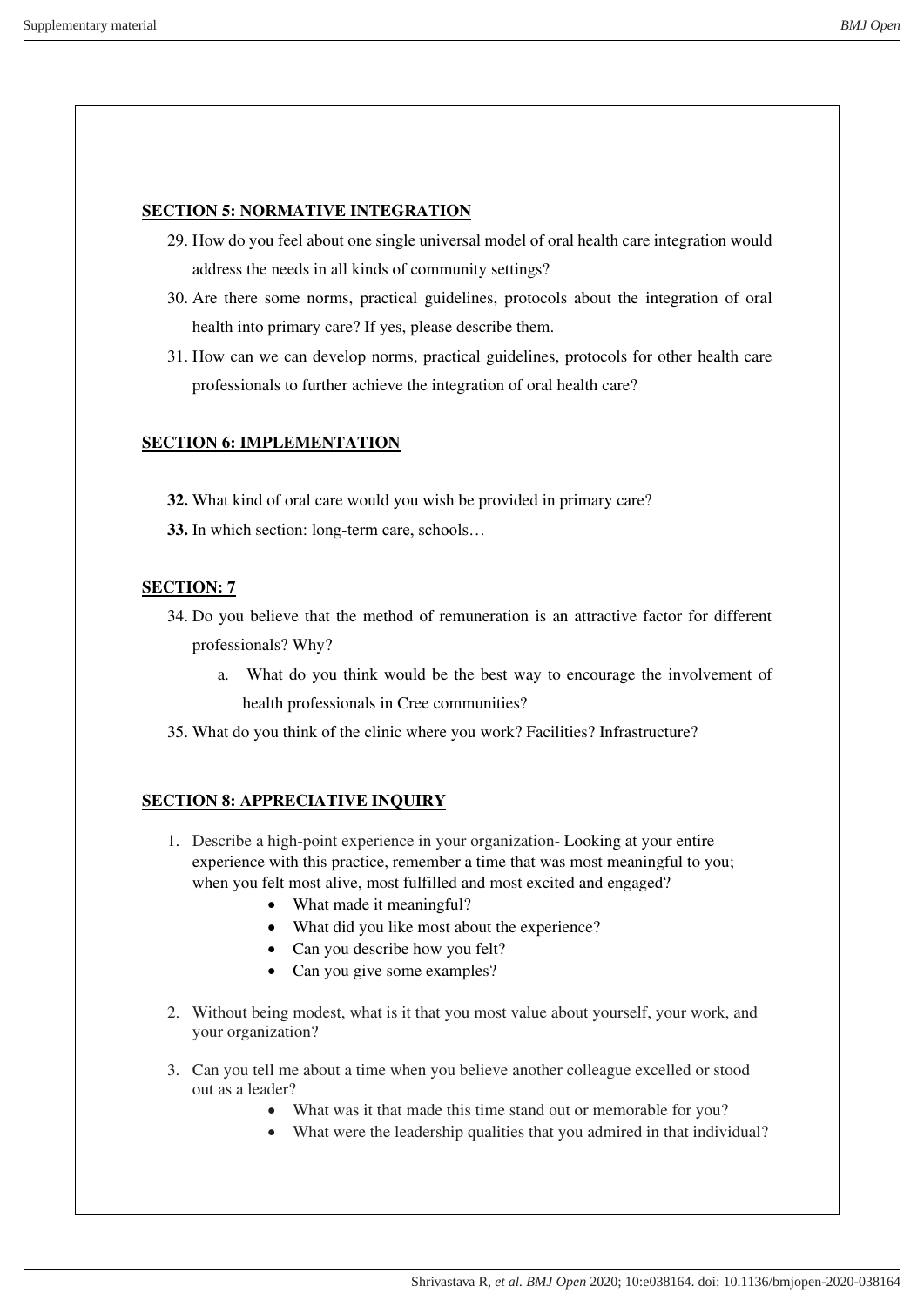**SECTION 5: NORMATIVE INTEGRATION**

29. How do you feel about one single universal model of oral health care integration would address the needs in all kinds of community settings?
30. Are there some norms, practical guidelines, protocols about the integration of oral health into primary care? If yes, please describe them.
31. How can we can develop norms, practical guidelines, protocols for other health care professionals to further achieve the integration of oral health care?

**SECTION 6: IMPLEMENTATION**

**32.** What kind of oral care would you wish be provided in primary care?

**33.** In which section: long-term care, schools…

**SECTION: 7**

34. Do you believe that the method of remuneration is an attractive factor for different professionals? Why?
    a. What do you think would be the best way to encourage the involvement of health professionals in Cree communities?
35. What do you think of the clinic where you work? Facilities? Infrastructure?

**SECTION 8: APPRECIATIVE INQUIRY**

1. Describe a high-point experience in your organization- Looking at your entire experience with this practice, remember a time that was most meaningful to you; when you felt most alive, most fulfilled and most excited and engaged?
    - What made it meaningful?
    - What did you like most about the experience?
    - Can you describe how you felt?
    - Can you give some examples?
2. Without being modest, what is it that you most value about yourself, your work, and your organization?
3. Can you tell me about a time when you believe another colleague excelled or stood out as a leader?
    - What was it that made this time stand out or memorable for you?
    - What were the leadership qualities that you admired in that individual?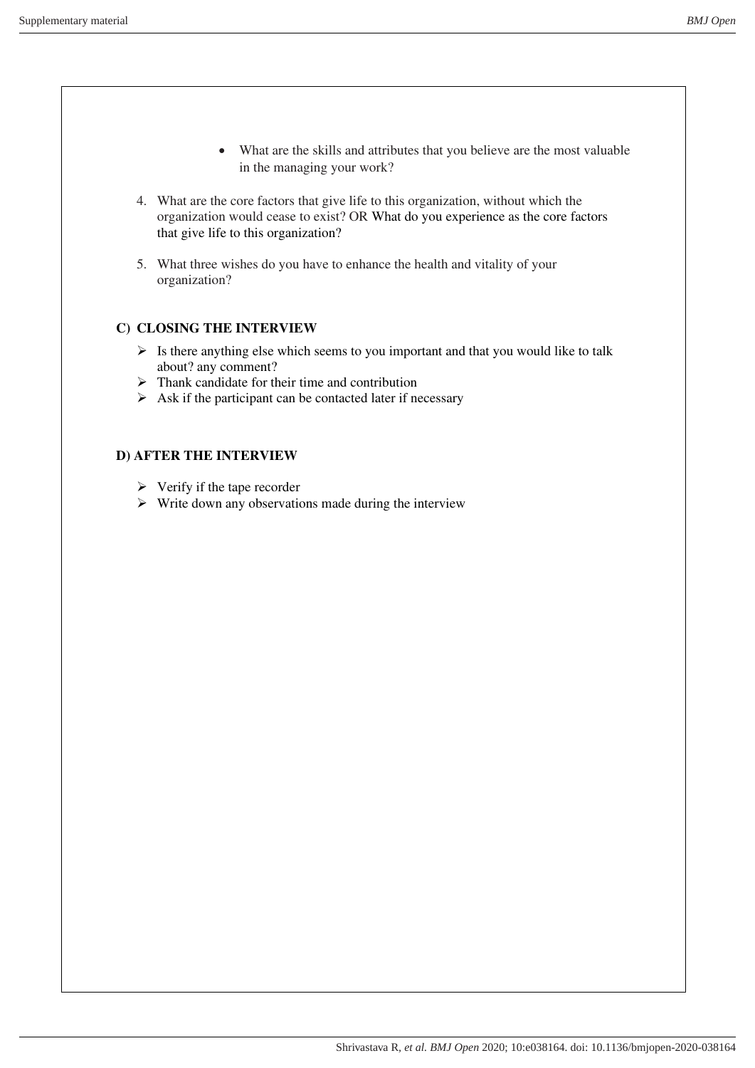- What are the skills and attributes that you believe are the most valuable in the managing your work?

4. What are the core factors that give life to this organization, without which the organization would cease to exist? OR What do you experience as the core factors that give life to this organization?

5. What three wishes do you have to enhance the health and vitality of your organization?

### C) CLOSING THE INTERVIEW

- Is there anything else which seems to you important and that you would like to talk about? any comment?
- Thank candidate for their time and contribution
- Ask if the participant can be contacted later if necessary

### D) AFTER THE INTERVIEW

- Verify if the tape recorder
- Write down any observations made during the interview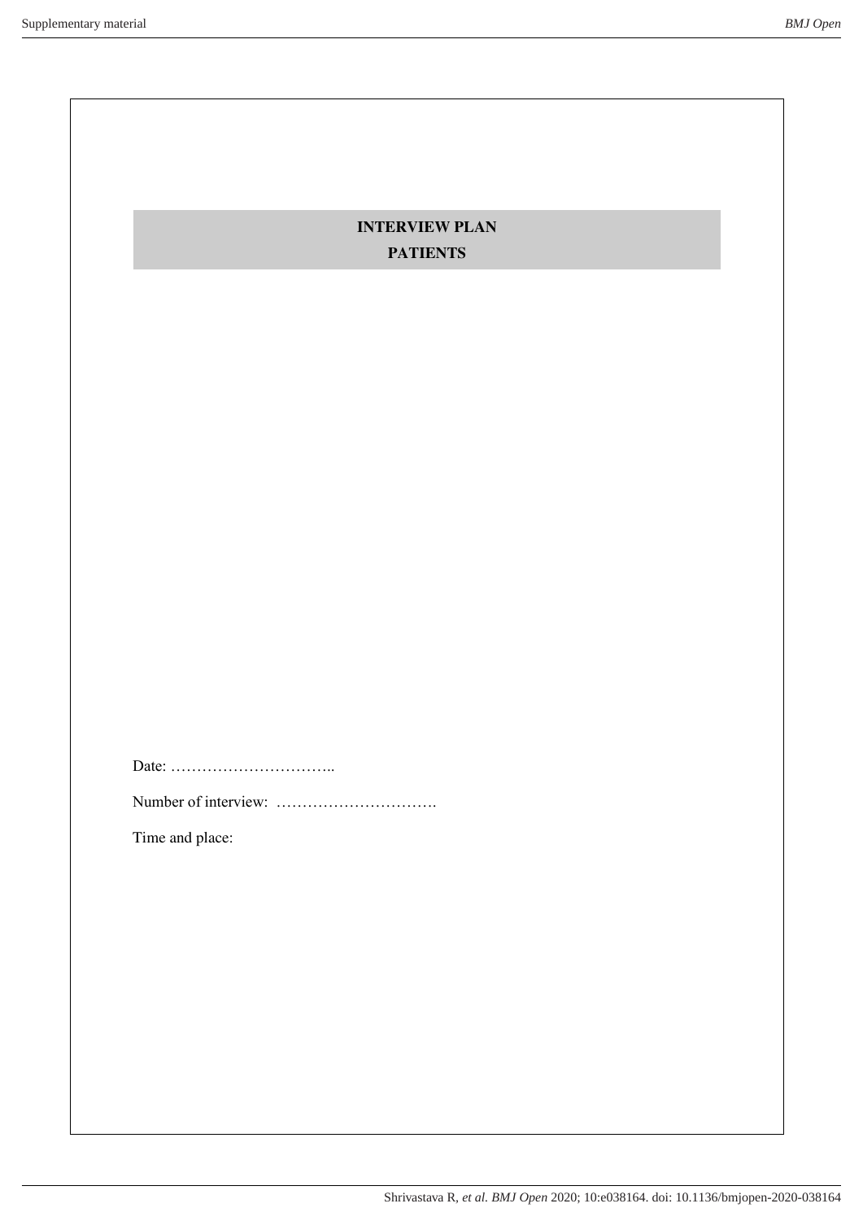# INTERVIEW PLAN

## PATIENTS

Date: …………………………..

Number of interview: ………………………….

Time and place: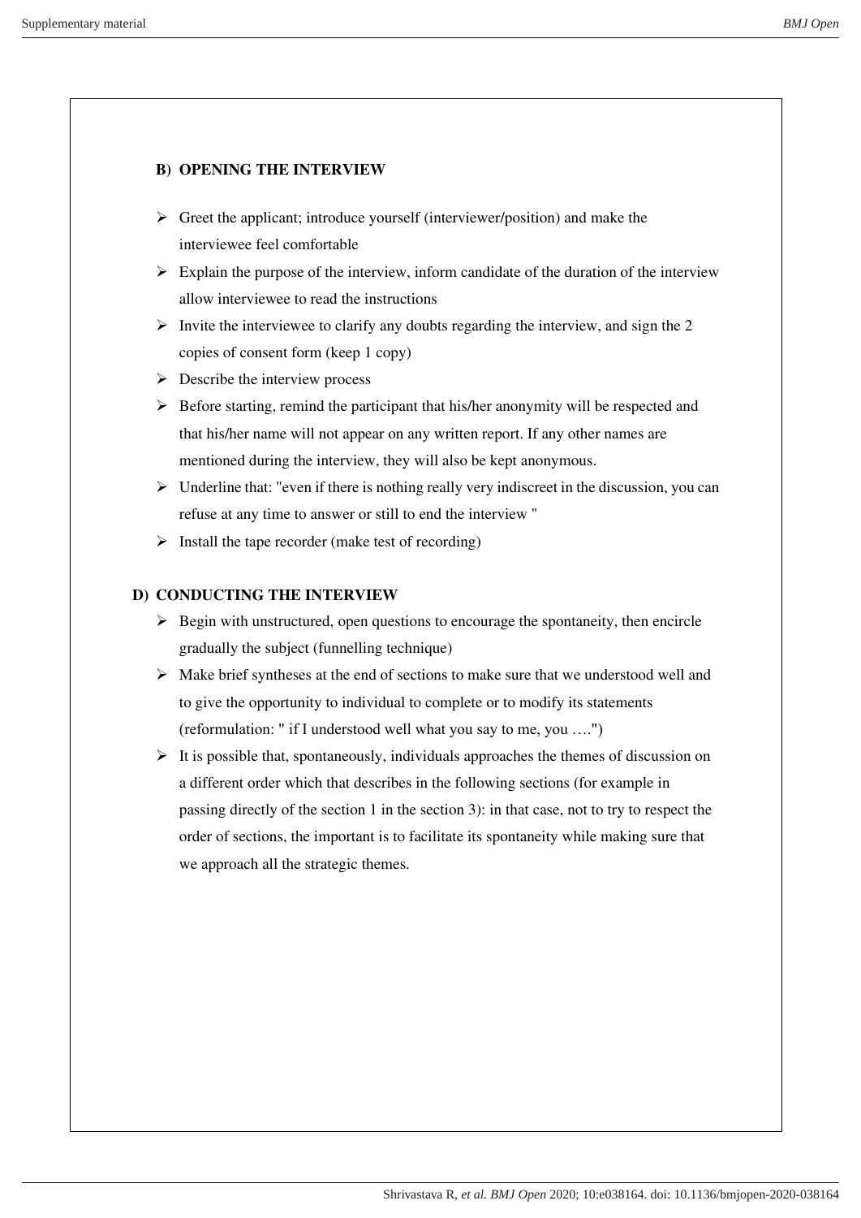**B) OPENING THE INTERVIEW**

- Greet the applicant; introduce yourself (interviewer/position) and make the interviewee feel comfortable
- Explain the purpose of the interview, inform candidate of the duration of the interview allow interviewee to read the instructions
- Invite the interviewee to clarify any doubts regarding the interview, and sign the 2 copies of consent form (keep 1 copy)
- Describe the interview process
- Before starting, remind the participant that his/her anonymity will be respected and that his/her name will not appear on any written report. If any other names are mentioned during the interview, they will also be kept anonymous.
- Underline that: "even if there is nothing really very indiscreet in the discussion, you can refuse at any time to answer or still to end the interview "
- Install the tape recorder (make test of recording)

**D) CONDUCTING THE INTERVIEW**

- Begin with unstructured, open questions to encourage the spontaneity, then encircle gradually the subject (funnelling technique)
- Make brief syntheses at the end of sections to make sure that we understood well and to give the opportunity to individual to complete or to modify its statements (reformulation: " if I understood well what you say to me, you ….")
- It is possible that, spontaneously, individuals approaches the themes of discussion on a different order which that describes in the following sections (for example in passing directly of the section 1 in the section 3): in that case, not to try to respect the order of sections, the important is to facilitate its spontaneity while making sure that we approach all the strategic themes.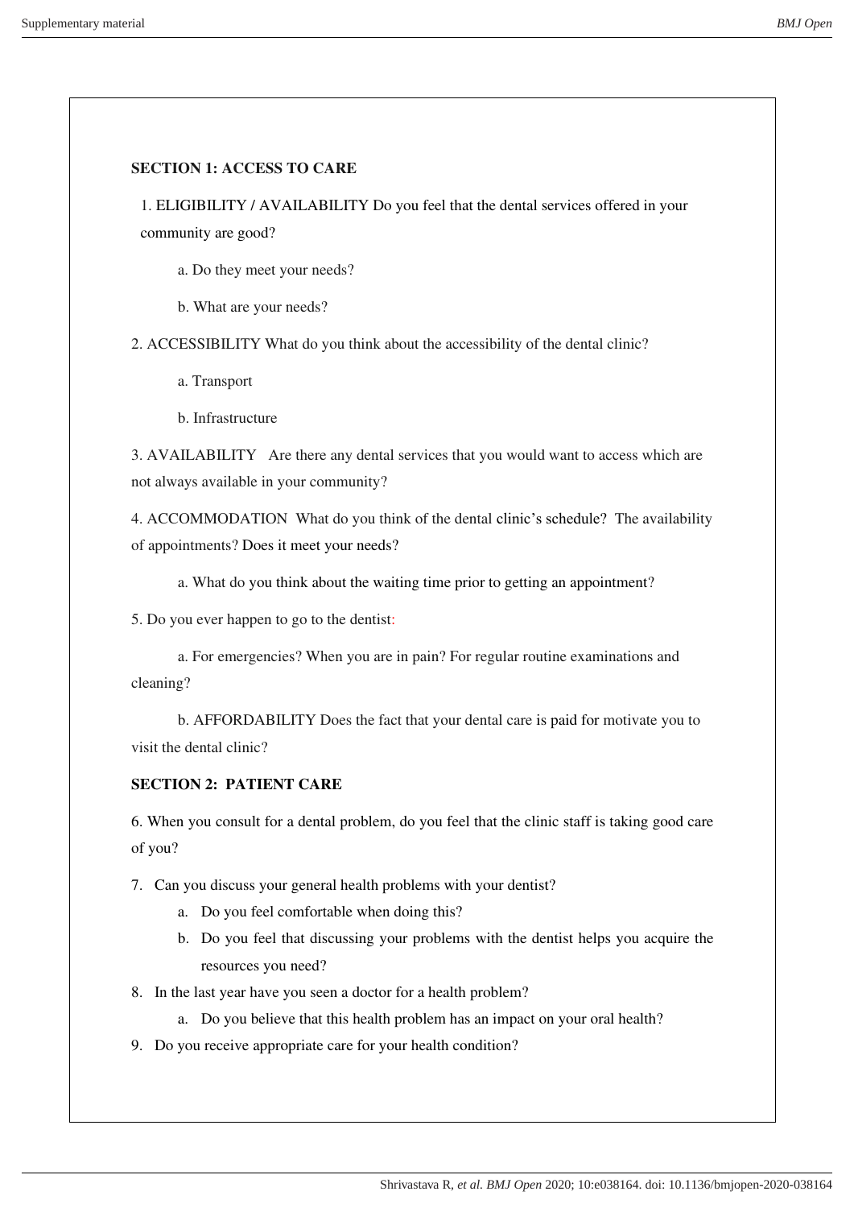**SECTION 1: ACCESS TO CARE**

1. ELIGIBILITY / AVAILABILITY Do you feel that the dental services offered in your community are good?

   a. Do they meet your needs?

   b. What are your needs?

2. ACCESSIBILITY What do you think about the accessibility of the dental clinic?

   a. Transport

   b. Infrastructure

3. AVAILABILITY Are there any dental services that you would want to access which are not always available in your community?

4. ACCOMMODATION What do you think of the dental clinic's schedule? The availability of appointments? Does it meet your needs?

   a. What do you think about the waiting time prior to getting an appointment?

5. Do you ever happen to go to the dentist:

   a. For emergencies? When you are in pain? For regular routine examinations and cleaning?

   b. AFFORDABILITY Does the fact that your dental care is paid for motivate you to visit the dental clinic?

**SECTION 2: PATIENT CARE**

6. When you consult for a dental problem, do you feel that the clinic staff is taking good care of you?

7. Can you discuss your general health problems with your dentist?
   a. Do you feel comfortable when doing this?
   b. Do you feel that discussing your problems with the dentist helps you acquire the resources you need?
8. In the last year have you seen a doctor for a health problem?
   a. Do you believe that this health problem has an impact on your oral health?
9. Do you receive appropriate care for your health condition?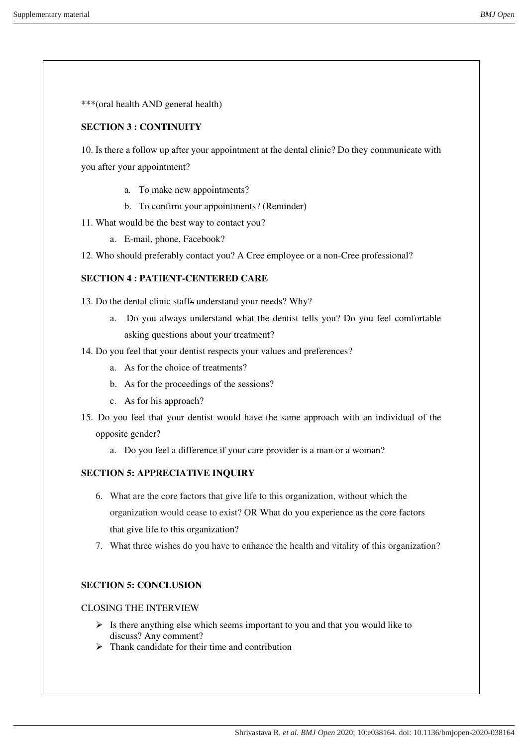***(oral health AND general health)

**SECTION 3 : CONTINUITY**

10. Is there a follow up after your appointment at the dental clinic? Do they communicate with you after your appointment?
    a. To make new appointments?
    b. To confirm your appointments? (Reminder)
11. What would be the best way to contact you?
    a. E-mail, phone, Facebook?
12. Who should preferably contact you? A Cree employee or a non-Cree professional?

**SECTION 4 : PATIENT-CENTERED CARE**

13. Do the dental clinic staffs understand your needs? Why?
    a. Do you always understand what the dentist tells you? Do you feel comfortable asking questions about your treatment?
14. Do you feel that your dentist respects your values and preferences?
    a. As for the choice of treatments?
    b. As for the proceedings of the sessions?
    c. As for his approach?
15. Do you feel that your dentist would have the same approach with an individual of the opposite gender?
    a. Do you feel a difference if your care provider is a man or a woman?

**SECTION 5: APPRECIATIVE INQUIRY**

6. What are the core factors that give life to this organization, without which the organization would cease to exist? OR What do you experience as the core factors that give life to this organization?
7. What three wishes do you have to enhance the health and vitality of this organization?

**SECTION 5: CONCLUSION**

CLOSING THE INTERVIEW

- Is there anything else which seems important to you and that you would like to discuss? Any comment?
- Thank candidate for their time and contribution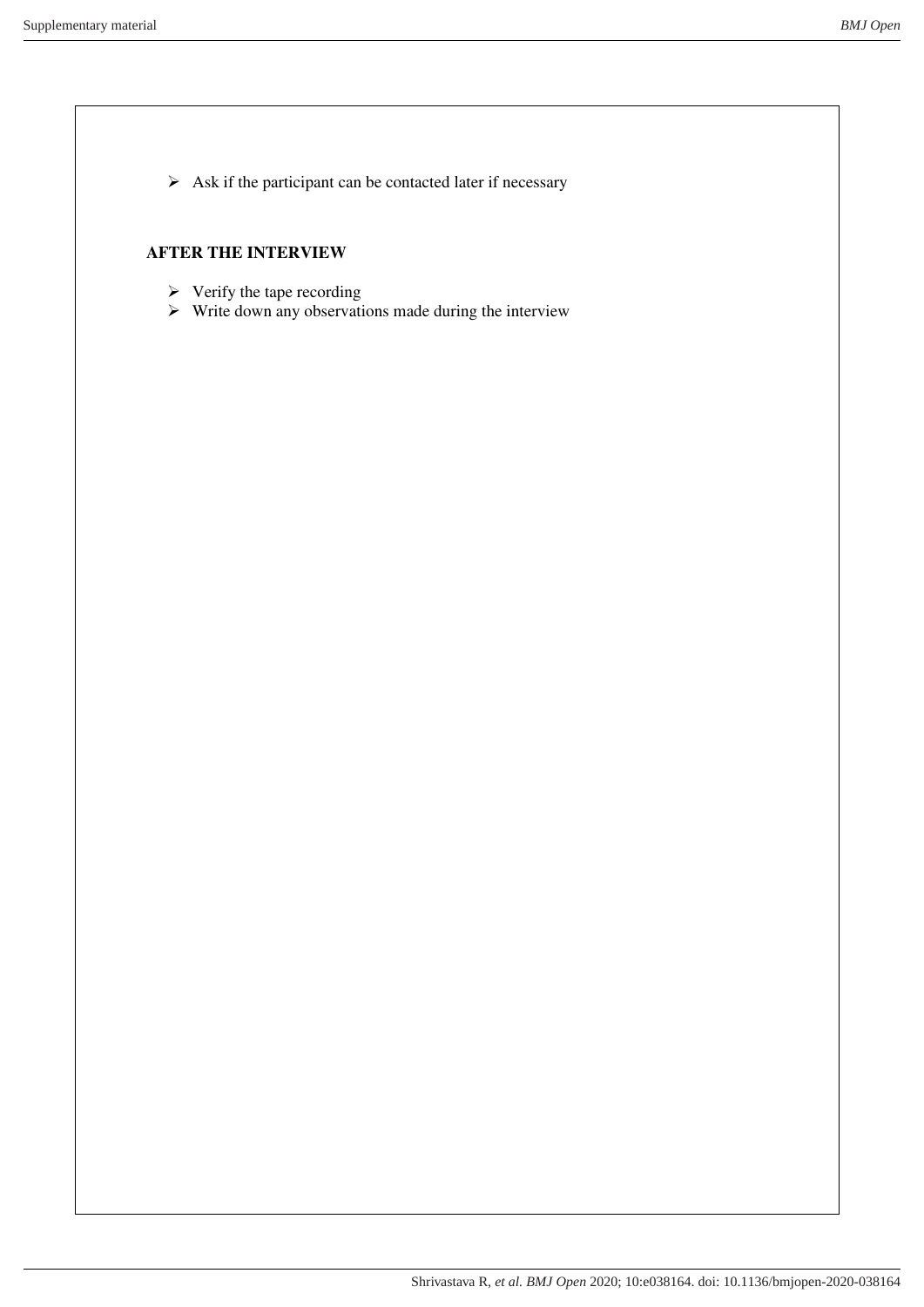- Ask if the participant can be contacted later if necessary

**AFTER THE INTERVIEW**

- Verify the tape recording
- Write down any observations made during the interview